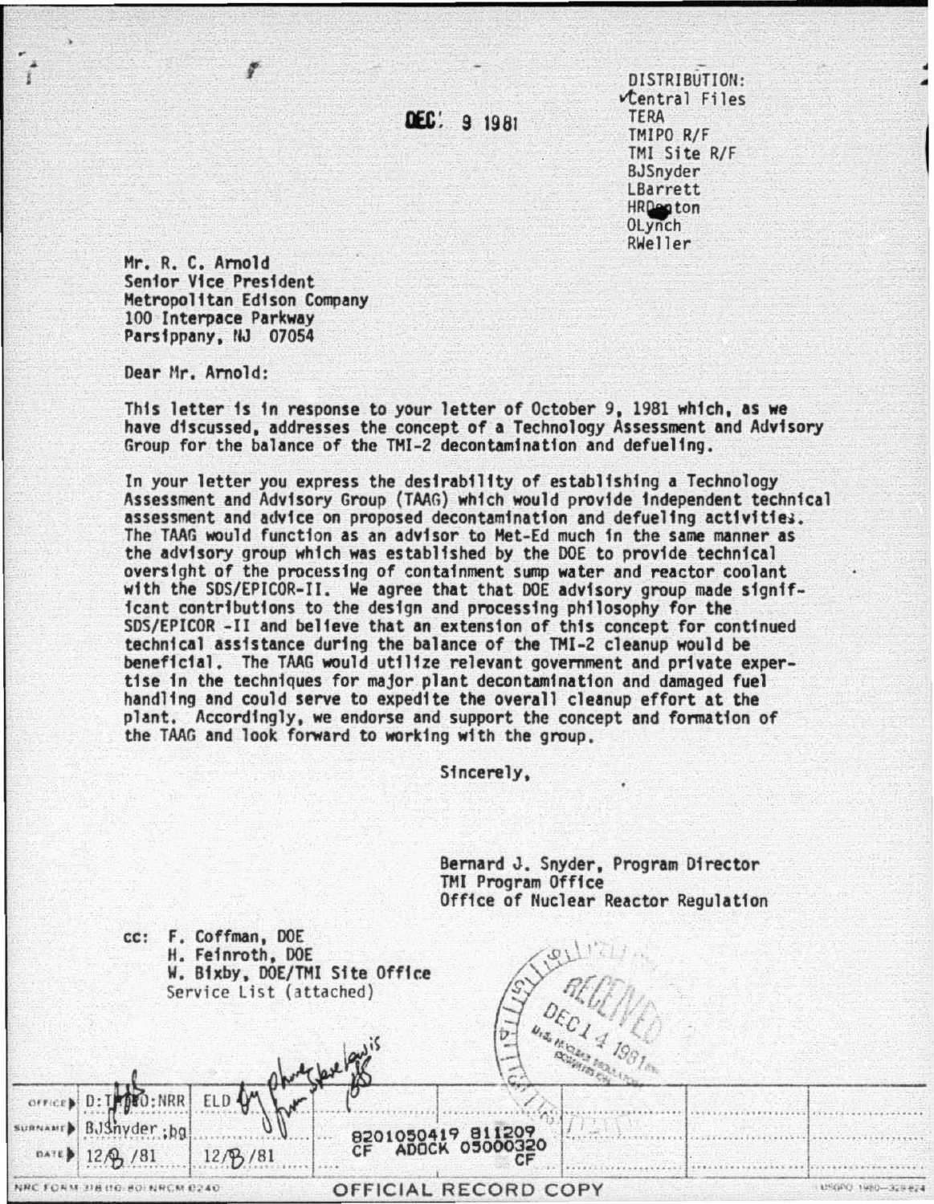DEC 9 1981

DISTRIBUTION:
✓Central Files
TERA
TMIPO R/F
TMI Site R/F
BJSnyder
LBarrett
HRDenton
OLynch
RWeller

Mr. R. C. Arnold
Senior Vice President
Metropolitan Edison Company
100 Interpace Parkway
Parsippany, NJ 07054

Dear Mr. Arnold:

This letter is in response to your letter of October 9, 1981 which, as we have discussed, addresses the concept of a Technology Assessment and Advisory Group for the balance of the TMI-2 decontamination and defueling.

In your letter you express the desirability of establishing a Technology Assessment and Advisory Group (TAAG) which would provide independent technical assessment and advice on proposed decontamination and defueling activities. The TAAG would function as an advisor to Met-Ed much in the same manner as the advisory group which was established by the DOE to provide technical oversight of the processing of containment sump water and reactor coolant with the SDS/EPICOR-II. We agree that that DOE advisory group made significant contributions to the design and processing philosophy for the SDS/EPICOR -II and believe that an extension of this concept for continued technical assistance during the balance of the TMI-2 cleanup would be beneficial. The TAAG would utilize relevant government and private expertise in the techniques for major plant decontamination and damaged fuel handling and could serve to expedite the overall cleanup effort at the plant. Accordingly, we endorse and support the concept and formation of the TAAG and look forward to working with the group.

Sincerely,

Bernard J. Snyder, Program Director
TMI Program Office
Office of Nuclear Reactor Regulation

cc: F. Coffman, DOE
H. Feinroth, DOE
W. Bixby, DOE/TMI Site Office
Service List (attached)

RECEIVED DEC 14 1981

| OFFICE | D:TMIPO:NRR | ELD By phone from Steve Lewis | | | | | |
|---|---|---|---|---|---|---|---|
| SURNAME | BJSnyder:bg | | | 8201050419 811209 CF ADOCK 05000320 CF | | | |
| DATE | 12/8/81 | 12/8/81 | | | | | |

NRC FORM 318 (10-80) NRCM 0240

OFFICIAL RECORD COPY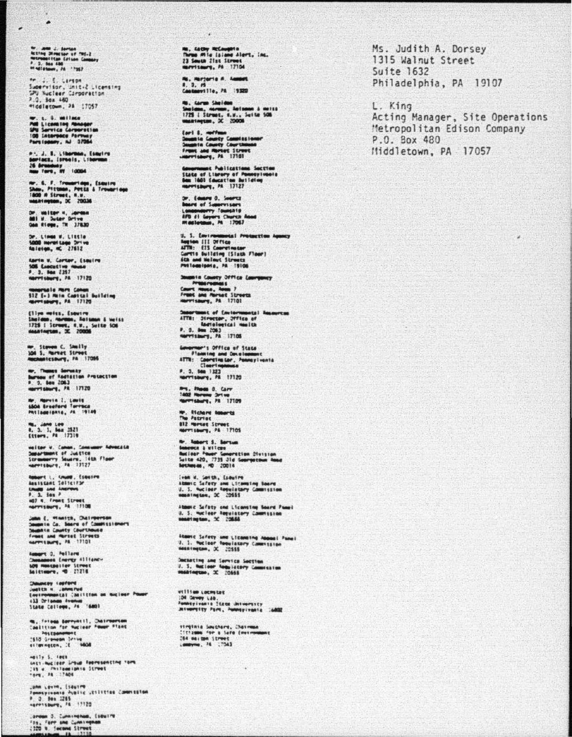Mr. John J. Barton
Acting Director of TMI-2
Metropolitan Edison Company
P. O. Box 480
Middletown, PA 17057

Mr. J. E. Larson
Supervisor, Unit-2 Licensing
GPU Nuclear Corporation
P.O. Box 480
Middletown, PA 17057

Mr. L. G. Wallace
PWR Licensing Manager
GPU Service Corporation
100 Interpace Parkway
Parsippany, NJ 07054

Mr. J. B. Liberman, Esquire
Berlack, Israels, Liberman
26 Broadway
New York, NY 10004

Mr. G. F. Trowbridge, Esquire
Shaw, Pittman, Potts & Trowbridge
1800 M Street, N.W.
Washington, DC 20036

Dr. Walter H. Jordan
881 W. Outer Drive
Oak Ridge, TN 37830

Dr. Linda W. Little
5000 Hermitage Drive
Raleigh, NC 27612

Karin W. Carter, Esquire
505 Executive House
P. O. Box 2357
Harrisburg, PA 17120

Honorable Mark Cohen
512 E-3 Main Capital Building
Harrisburg, PA 17120

Ellyn Weiss, Esquire
Sheldon, Harmon, Roisman & Weiss
1725 I Street, N.W., Suite 506
Washington, DC 20006

Mr. Steven C. Sholly
304 S. Market Street
Mechanicsburg, PA 17055

Mr. Thomas Gerusky
Bureau of Radiation Protection
P. O. Box 2063
Harrisburg, PA 17120

Mr. Marvin I. Lewis
6504 Bradford Terrace
Philadelphia, PA 19149

Ms. Jane Lee
R. D. 3, Box 3521
Etters, PA 17319

Walter W. Cohen, Consumer Advocate
Department of Justice
Strawberry Square, 14th Floor
Harrisburg, PA 17127

Robert L. Knupp, Esquire
Assistant Solicitor
Knupp and Andrews
P. O. Box P
407 N. Front Street
Harrisburg, PA 17108

John E. Minnich, Chairperson
Dauphin Co. Board of Commissioners
Dauphin County Courthouse
Front and Market Streets
Harrisburg, PA 17101

Robert Q. Pollard
Chesapeake Energy Alliance
609 Montpelier Street
Baltimore, MD 21218

Chauncey Kepford
Judith H. Johnsrud
Environmental Coalition on Nuclear Power
433 Orlando Avenue
State College, PA 16801

Ms. Frieda Berryhill, Chairperson
Coalition for Nuclear Power Plant
Postponement
2610 Grendon Drive
Wilmington, DE 19808

Holly S. Keck
Anti-Nuclear Group Representing York
245 W. Philadelphia Street
York, PA 17404

John Levin, Esquire
Pennsylvania Public Utilities Commission
P. O. Box 3265
Harrisburg, PA 17120

Jordan D. Cunningham, Esquire
Fox, Farr and Cunningham
2320 N. Second Street
Harrisburg, PA 17110

Ms. Kathy McCaughin
Three Mile Island Alert, Inc.
23 South 21st Street
Harrisburg, PA 17104

Ms. Marjorie M. Aamodt
R. D. #5
Coatesville, PA 19320

Ms. Karen Sheldon
Sheldon, Harmon, Roisman & Weiss
1725 I Street, N.W., Suite 506
Washington, DC 20006

Earl B. Hoffman
Dauphin County Commissioner
Dauphin County Courthouse
Front and Market Street
Harrisburg, PA 17101

Government Publications Section
State of Library of Pennsylvania
Box 1601 Education Building
Harrisburg, PA 17127

Dr. Edward O. Swartz
Board of Supervisors
Londonderry Township
RFD #1 Geyers Church Road
Middletown, PA 17057

U. S. Environmental Protection Agency
Region III Office
ATTN: EIS Coordinator
Curtis Building (Sixth Floor)
6th and Walnut Streets
Philadelphia, PA 19106

Dauphin County Office Emergency
Preparedness
Court House, Room 7
Front and Market Streets
Harrisburg, PA 17101

Department of Environmental Resources
ATTN: Director, Office of
Radiological Health
P. O. Box 2063
Harrisburg, PA 17105

Governor's Office of State
Planning and Development
ATTN: Coordinator, Pennsylvania
Clearinghouse
P. O. Box 1323
Harrisburg, PA 17120

Mrs. Rhoda D. Carr
1402 Marene Drive
Harrisburg, PA 17109

Mr. Richard Roberts
The Patriot
812 Market Street
Harrisburg, PA 17105

Mr. Robert B. Borsum
Babcock & Wilcox
Nuclear Power Generation Division
Suite 420, 7735 Old Georgetown Road
Bethesda, MD 20014

Ivan W. Smith, Esquire
Atomic Safety and Licensing Board
U. S. Nuclear Regulatory Commission
Washington, DC 20555

Atomic Safety and Licensing Board Panel
U. S. Nuclear Regulatory Commission
Washington, DC 20555

Atomic Safety and Licensing Appeal Panel
U. S. Nuclear Regulatory Commission
Washington, DC 20555

Docketing and Service Section
U. S. Nuclear Regulatory Commission
Washington, DC 20555

William Lochstet
104 Davey Lab.
Pennsylvania State University
University Park, Pennsylvania 16802

Virginia Southard, Chairman
Citizens for a Safe Environment
264 Walton Street
Lemoyne, PA 17043

Ms. Judith A. Dorsey
1315 Walnut Street
Suite 1632
Philadelphia, PA 19107

L. King
Acting Manager, Site Operations
Metropolitan Edison Company
P.O. Box 480
Middletown, PA 17057